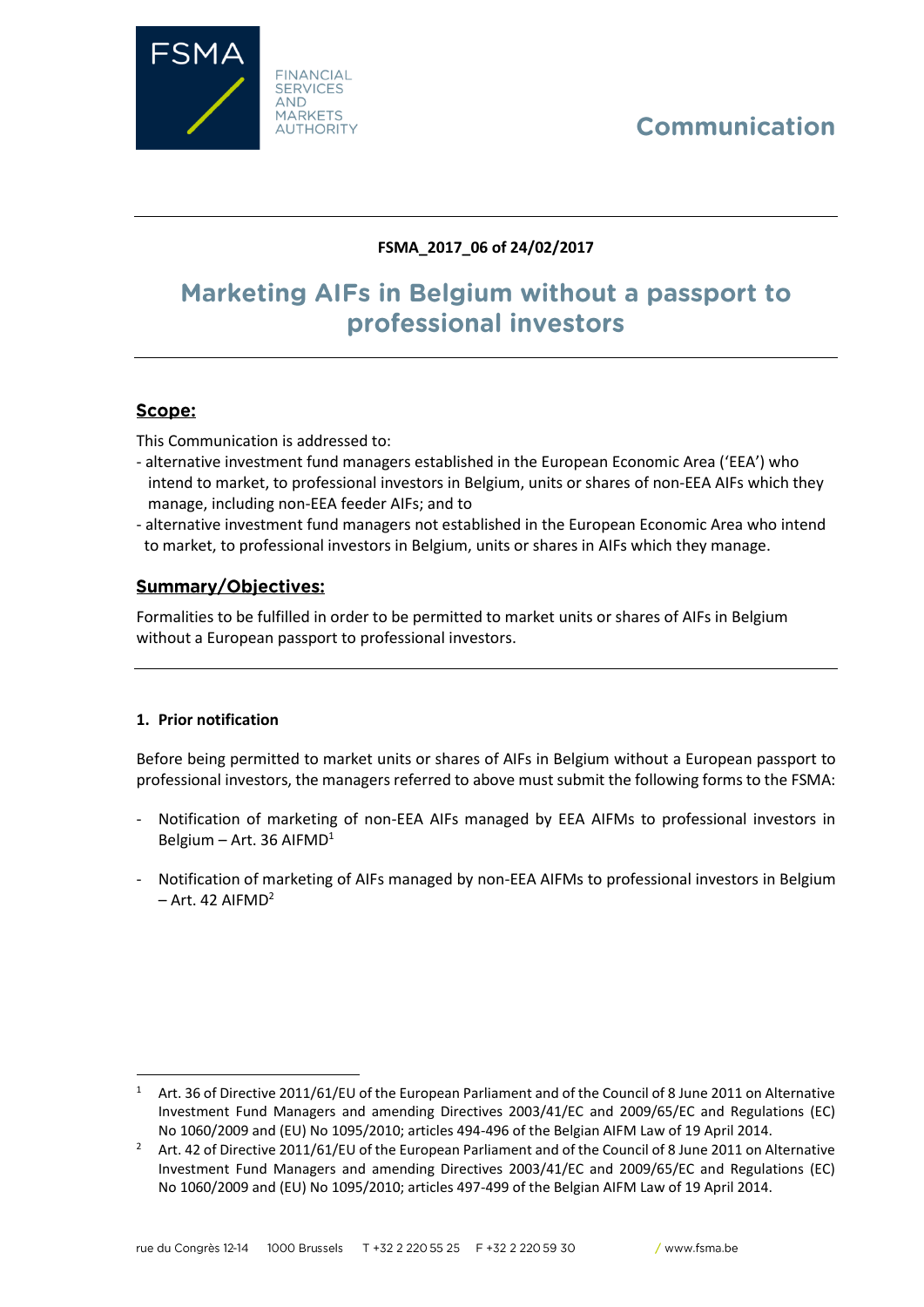FSMA

FINANCIAL SERVICES AND MARKETS AUTHORITY

Communication

**FSMA_2017_06 of 24/02/2017**

# Marketing AIFs in Belgium without a passport to professional investors

## Scope:

This Communication is addressed to:

- alternative investment fund managers established in the European Economic Area ('EEA') who intend to market, to professional investors in Belgium, units or shares of non-EEA AIFs which they manage, including non-EEA feeder AIFs; and to
- alternative investment fund managers not established in the European Economic Area who intend to market, to professional investors in Belgium, units or shares in AIFs which they manage.

## Summary/Objectives:

Formalities to be fulfilled in order to be permitted to market units or shares of AIFs in Belgium without a European passport to professional investors.

### 1. Prior notification

Before being permitted to market units or shares of AIFs in Belgium without a European passport to professional investors, the managers referred to above must submit the following forms to the FSMA:

- Notification of marketing of non-EEA AIFs managed by EEA AIFMs to professional investors in Belgium – Art. 36 AIFMD[1]
- Notification of marketing of AIFs managed by non-EEA AIFMs to professional investors in Belgium – Art. 42 AIFMD[2]

---

[1] Art. 36 of Directive 2011/61/EU of the European Parliament and of the Council of 8 June 2011 on Alternative Investment Fund Managers and amending Directives 2003/41/EC and 2009/65/EC and Regulations (EC) No 1060/2009 and (EU) No 1095/2010; articles 494-496 of the Belgian AIFM Law of 19 April 2014.

[2] Art. 42 of Directive 2011/61/EU of the European Parliament and of the Council of 8 June 2011 on Alternative Investment Fund Managers and amending Directives 2003/41/EC and 2009/65/EC and Regulations (EC) No 1060/2009 and (EU) No 1095/2010; articles 497-499 of the Belgian AIFM Law of 19 April 2014.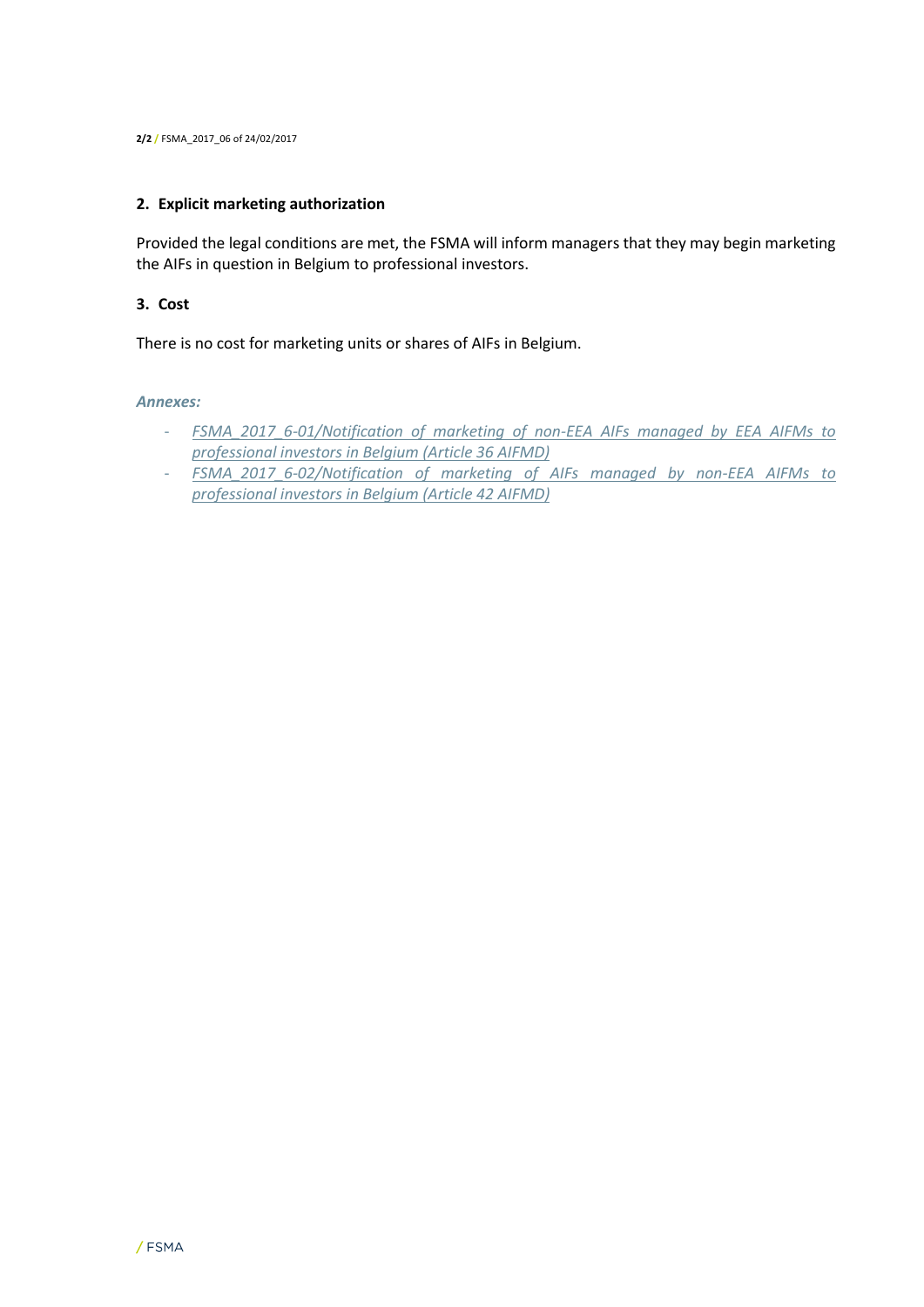## 2. Explicit marketing authorization

Provided the legal conditions are met, the FSMA will inform managers that they may begin marketing the AIFs in question in Belgium to professional investors.

## 3. Cost

There is no cost for marketing units or shares of AIFs in Belgium.

***Annexes:***

- *FSMA_2017_6-01/Notification of marketing of non-EEA AIFs managed by EEA AIFMs to professional investors in Belgium (Article 36 AIFMD)*
- *FSMA_2017_6-02/Notification of marketing of AIFs managed by non-EEA AIFMs to professional investors in Belgium (Article 42 AIFMD)*